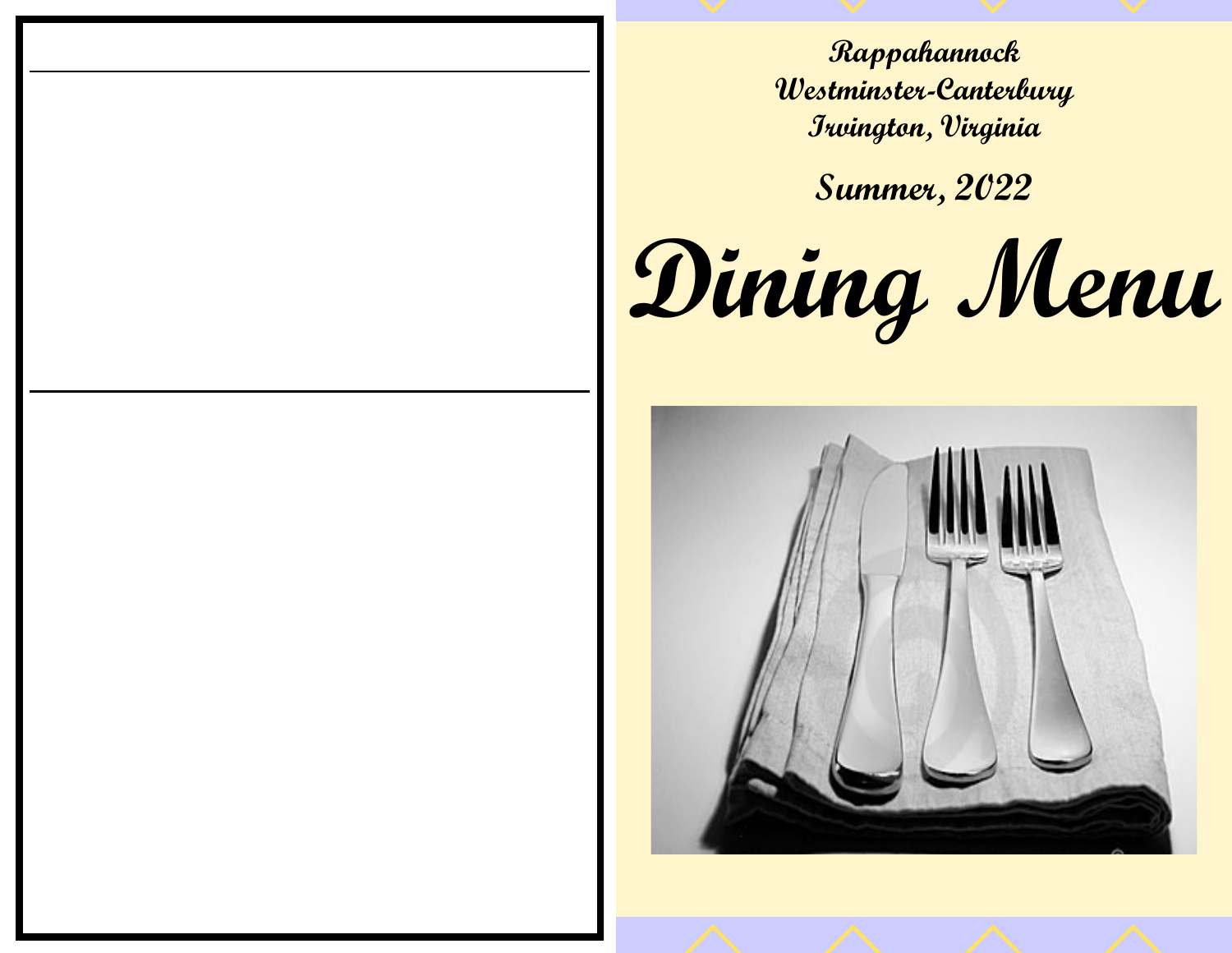Rappahannock
Westminster-Canterbury
Irvington, Virginia

Summer, 2022

# Dining Menu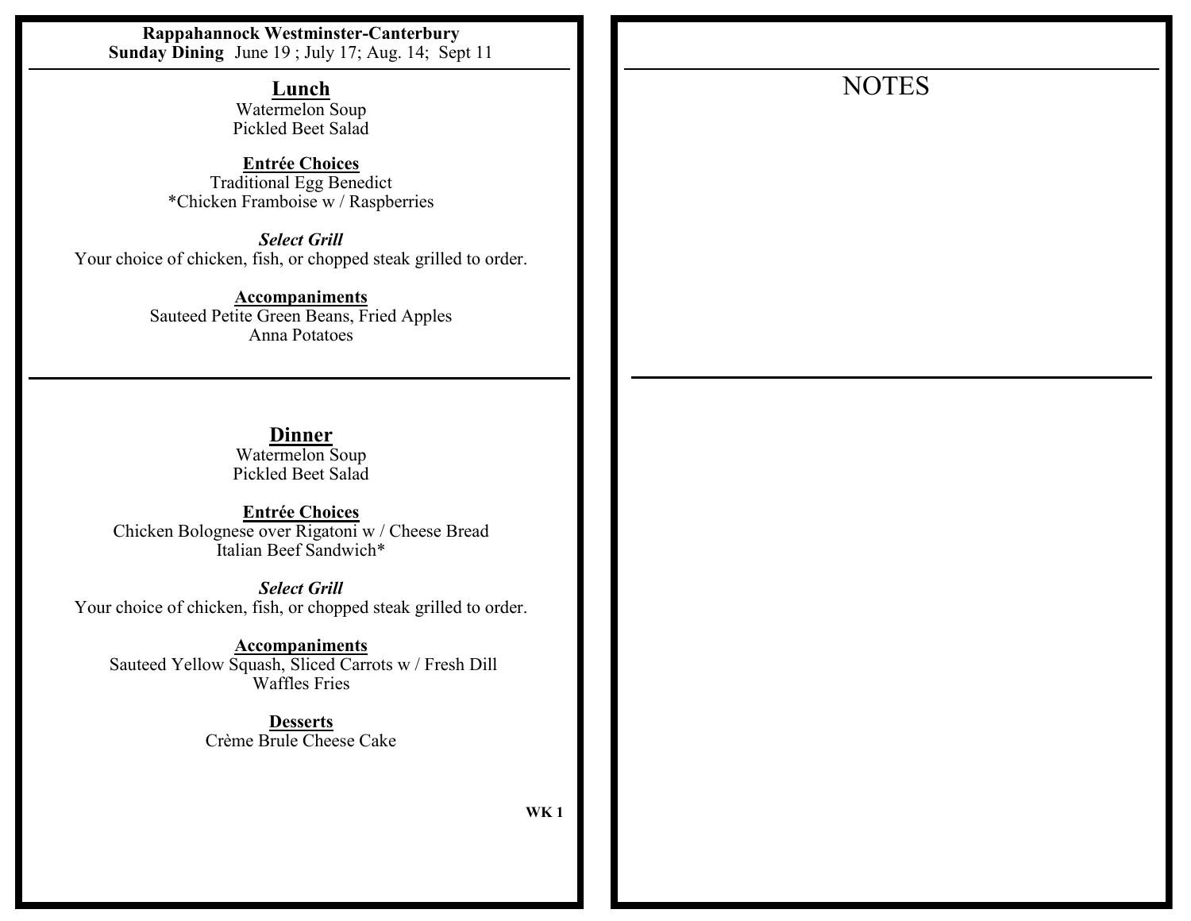**Rappahannock Westminster-Canterbury**
**Sunday Dining** June 19 ; July 17; Aug. 14; Sept 11

## Lunch

Watermelon Soup
Pickled Beet Salad

**Entrée Choices**
Traditional Egg Benedict
*Chicken Framboise w / Raspberries

***Select Grill***
Your choice of chicken, fish, or chopped steak grilled to order.

**Accompaniments**
Sauteed Petite Green Beans, Fried Apples
Anna Potatoes

## Dinner

Watermelon Soup
Pickled Beet Salad

**Entrée Choices**
Chicken Bolognese over Rigatoni w / Cheese Bread
Italian Beef Sandwich*

***Select Grill***
Your choice of chicken, fish, or chopped steak grilled to order.

**Accompaniments**
Sauteed Yellow Squash, Sliced Carrots w / Fresh Dill
Waffles Fries

**Desserts**
Crème Brule Cheese Cake

**WK 1**

NOTES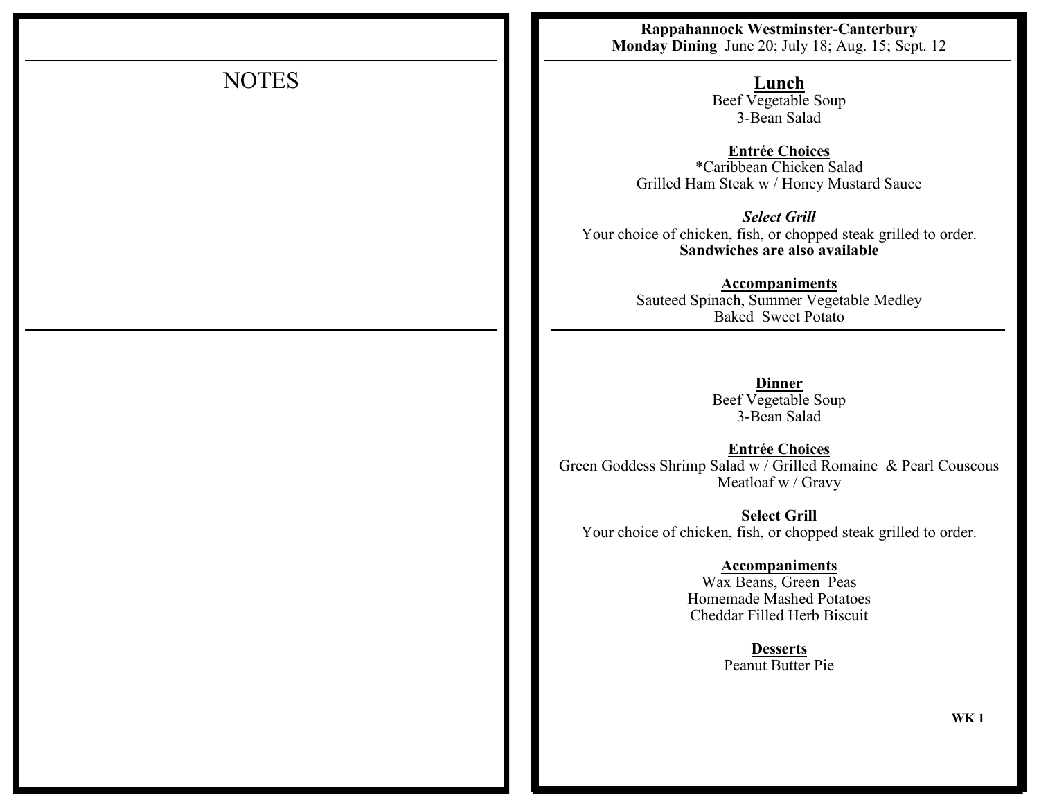# NOTES

**Rappahannock Westminster-Canterbury**
**Monday Dining** June 20; July 18; Aug. 15; Sept. 12

## Lunch

Beef Vegetable Soup
3-Bean Salad

### Entrée Choices

*Caribbean Chicken Salad
Grilled Ham Steak w / Honey Mustard Sauce

### *Select Grill*

Your choice of chicken, fish, or chopped steak grilled to order.
**Sandwiches are also available**

### Accompaniments

Sauteed Spinach, Summer Vegetable Medley
Baked Sweet Potato

## Dinner

Beef Vegetable Soup
3-Bean Salad

### Entrée Choices

Green Goddess Shrimp Salad w / Grilled Romaine & Pearl Couscous
Meatloaf w / Gravy

### Select Grill

Your choice of chicken, fish, or chopped steak grilled to order.

### Accompaniments

Wax Beans, Green Peas
Homemade Mashed Potatoes
Cheddar Filled Herb Biscuit

### Desserts

Peanut Butter Pie

**WK 1**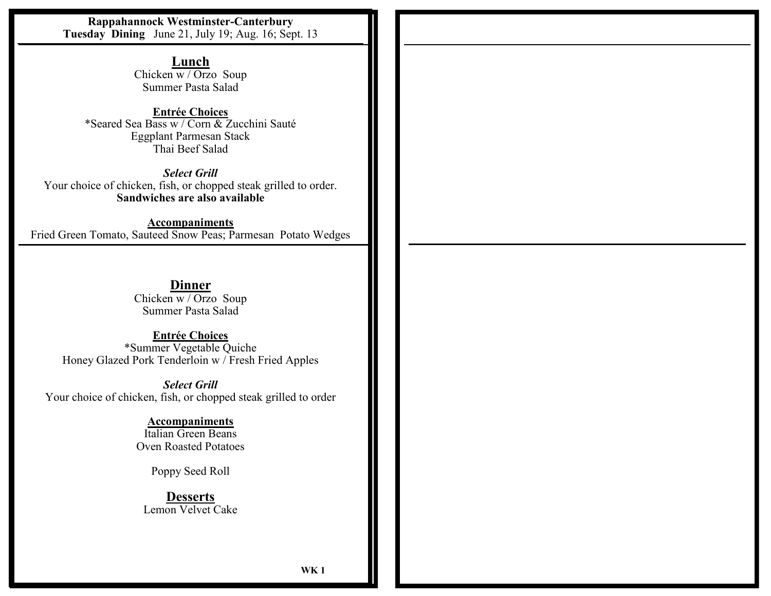**Rappahannock Westminster-Canterbury**
**Tuesday Dining** June 21, July 19; Aug. 16; Sept. 13

## Lunch

Chicken w / Orzo Soup
Summer Pasta Salad

### Entrée Choices

*Seared Sea Bass w / Corn & Zucchini Sauté
Eggplant Parmesan Stack
Thai Beef Salad

***Select Grill***

Your choice of chicken, fish, or chopped steak grilled to order.
**Sandwiches are also available**

### Accompaniments

Fried Green Tomato, Sauteed Snow Peas; Parmesan Potato Wedges

## Dinner

Chicken w / Orzo Soup
Summer Pasta Salad

### Entrée Choices

*Summer Vegetable Quiche
Honey Glazed Pork Tenderloin w / Fresh Fried Apples

***Select Grill***

Your choice of chicken, fish, or chopped steak grilled to order

### Accompaniments

Italian Green Beans
Oven Roasted Potatoes

Poppy Seed Roll

## Desserts

Lemon Velvet Cake

**WK 1**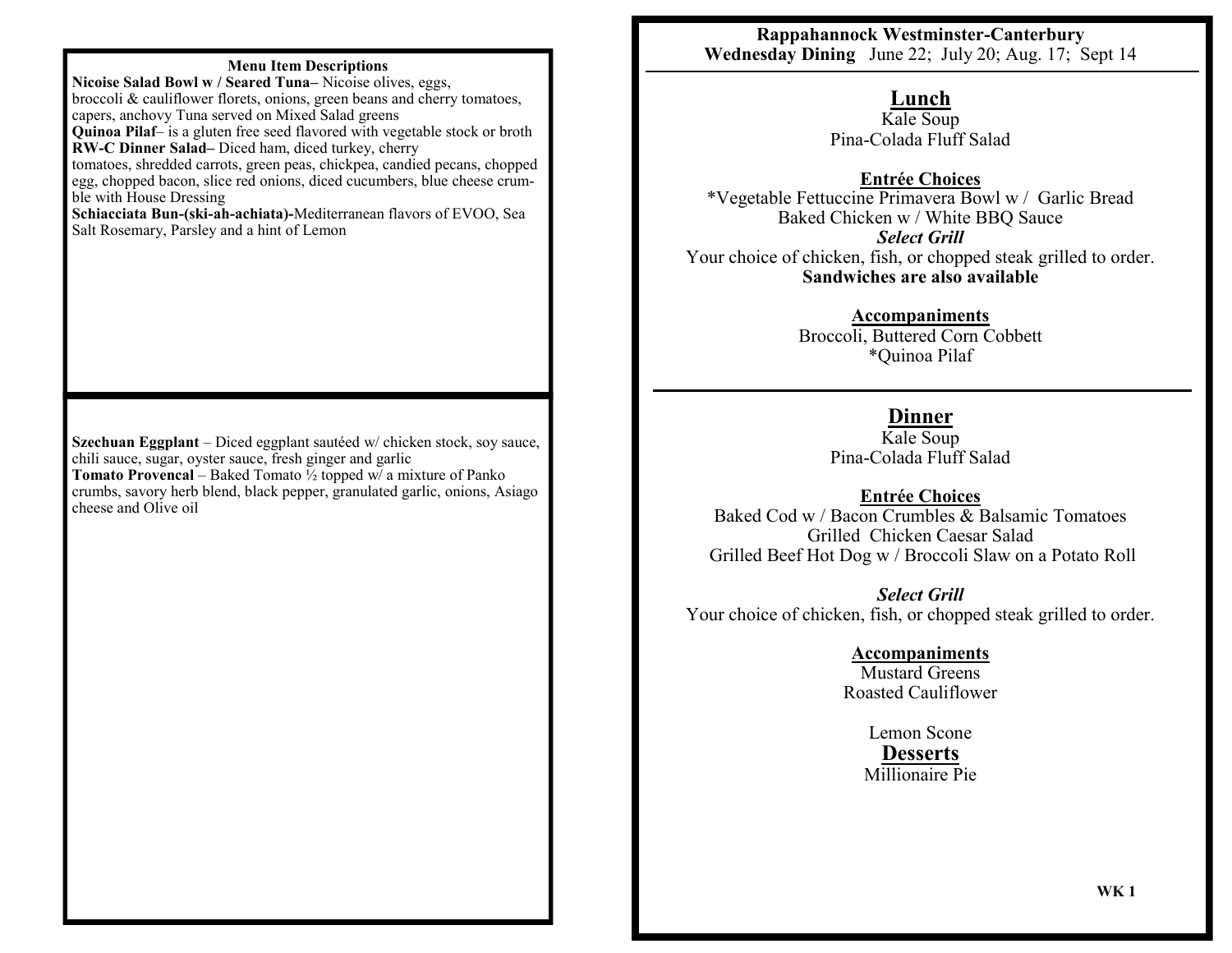### Menu Item Descriptions

**Nicoise Salad Bowl w / Seared Tuna–** Nicoise olives, eggs, broccoli & cauliflower florets, onions, green beans and cherry tomatoes, capers, anchovy Tuna served on Mixed Salad greens

**Quinoa Pilaf**– is a gluten free seed flavored with vegetable stock or broth

**RW-C Dinner Salad–** Diced ham, diced turkey, cherry tomatoes, shredded carrots, green peas, chickpea, candied pecans, chopped egg, chopped bacon, slice red onions, diced cucumbers, blue cheese crumble with House Dressing

**Schiacciata Bun-(ski-ah-achiata)-**Mediterranean flavors of EVOO, Sea Salt Rosemary, Parsley and a hint of Lemon

**Szechuan Eggplant** – Diced eggplant sautéed w/ chicken stock, soy sauce, chili sauce, sugar, oyster sauce, fresh ginger and garlic

**Tomato Provencal** – Baked Tomato ½ topped w/ a mixture of Panko crumbs, savory herb blend, black pepper, granulated garlic, onions, Asiago cheese and Olive oil

---

**Rappahannock Westminster-Canterbury**
**Wednesday Dining** June 22; July 20; Aug. 17; Sept 14

## Lunch

Kale Soup
Pina-Colada Fluff Salad

### Entrée Choices

*Vegetable Fettuccine Primavera Bowl w / Garlic Bread
Baked Chicken w / White BBQ Sauce

***Select Grill***
Your choice of chicken, fish, or chopped steak grilled to order.
**Sandwiches are also available**

### Accompaniments

Broccoli, Buttered Corn Cobbett
*Quinoa Pilaf

## Dinner

Kale Soup
Pina-Colada Fluff Salad

### Entrée Choices

Baked Cod w / Bacon Crumbles & Balsamic Tomatoes
Grilled Chicken Caesar Salad
Grilled Beef Hot Dog w / Broccoli Slaw on a Potato Roll

***Select Grill***
Your choice of chicken, fish, or chopped steak grilled to order.

### Accompaniments

Mustard Greens
Roasted Cauliflower

Lemon Scone

### Desserts

Millionaire Pie

**WK 1**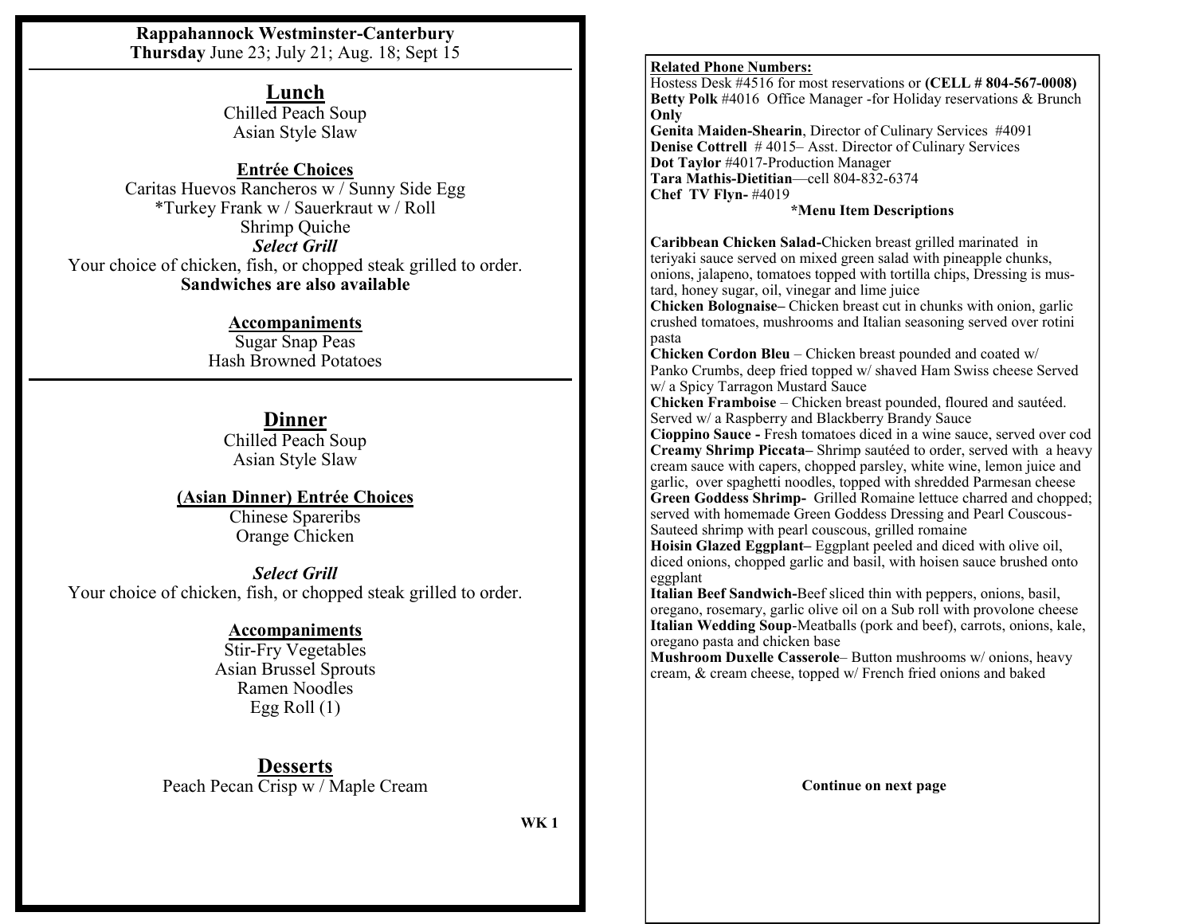**Rappahannock Westminster-Canterbury**
**Thursday** June 23; July 21; Aug. 18; Sept 15

## Lunch

Chilled Peach Soup
Asian Style Slaw

### Entrée Choices

Caritas Huevos Rancheros w / Sunny Side Egg
*Turkey Frank w / Sauerkraut w / Roll
Shrimp Quiche
***Select Grill***
Your choice of chicken, fish, or chopped steak grilled to order.
**Sandwiches are also available**

### Accompaniments

Sugar Snap Peas
Hash Browned Potatoes

## Dinner

Chilled Peach Soup
Asian Style Slaw

### (Asian Dinner) Entrée Choices

Chinese Spareribs
Orange Chicken

***Select Grill***
Your choice of chicken, fish, or chopped steak grilled to order.

### Accompaniments

Stir-Fry Vegetables
Asian Brussel Sprouts
Ramen Noodles
Egg Roll (1)

## Desserts

Peach Pecan Crisp w / Maple Cream

**WK 1**

**Related Phone Numbers:**
Hostess Desk #4516 for most reservations or **(CELL # 804-567-0008)**
**Betty Polk** #4016 Office Manager -for Holiday reservations & Brunch **Only**
**Genita Maiden-Shearin**, Director of Culinary Services #4091
**Denise Cottrell** # 4015– Asst. Director of Culinary Services
**Dot Taylor** #4017-Production Manager
**Tara Mathis-Dietitian**—cell 804-832-6374
**Chef TV Flyn-** #4019

**\*Menu Item Descriptions**

**Caribbean Chicken Salad-**Chicken breast grilled marinated in teriyaki sauce served on mixed green salad with pineapple chunks, onions, jalapeno, tomatoes topped with tortilla chips, Dressing is mustard, honey sugar, oil, vinegar and lime juice
**Chicken Bolognaise–** Chicken breast cut in chunks with onion, garlic crushed tomatoes, mushrooms and Italian seasoning served over rotini pasta
**Chicken Cordon Bleu** – Chicken breast pounded and coated w/ Panko Crumbs, deep fried topped w/ shaved Ham Swiss cheese Served w/ a Spicy Tarragon Mustard Sauce
**Chicken Framboise** – Chicken breast pounded, floured and sautéed. Served w/ a Raspberry and Blackberry Brandy Sauce
**Cioppino Sauce -** Fresh tomatoes diced in a wine sauce, served over cod
**Creamy Shrimp Piccata–** Shrimp sautéed to order, served with a heavy cream sauce with capers, chopped parsley, white wine, lemon juice and garlic, over spaghetti noodles, topped with shredded Parmesan cheese
**Green Goddess Shrimp-** Grilled Romaine lettuce charred and chopped; served with homemade Green Goddess Dressing and Pearl Couscous- Sauteed shrimp with pearl couscous, grilled romaine
**Hoisin Glazed Eggplant–** Eggplant peeled and diced with olive oil, diced onions, chopped garlic and basil, with hoisen sauce brushed onto eggplant
**Italian Beef Sandwich-**Beef sliced thin with peppers, onions, basil, oregano, rosemary, garlic olive oil on a Sub roll with provolone cheese
**Italian Wedding Soup**-Meatballs (pork and beef), carrots, onions, kale, oregano pasta and chicken base
**Mushroom Duxelle Casserole**– Button mushrooms w/ onions, heavy cream, & cream cheese, topped w/ French fried onions and baked

**Continue on next page**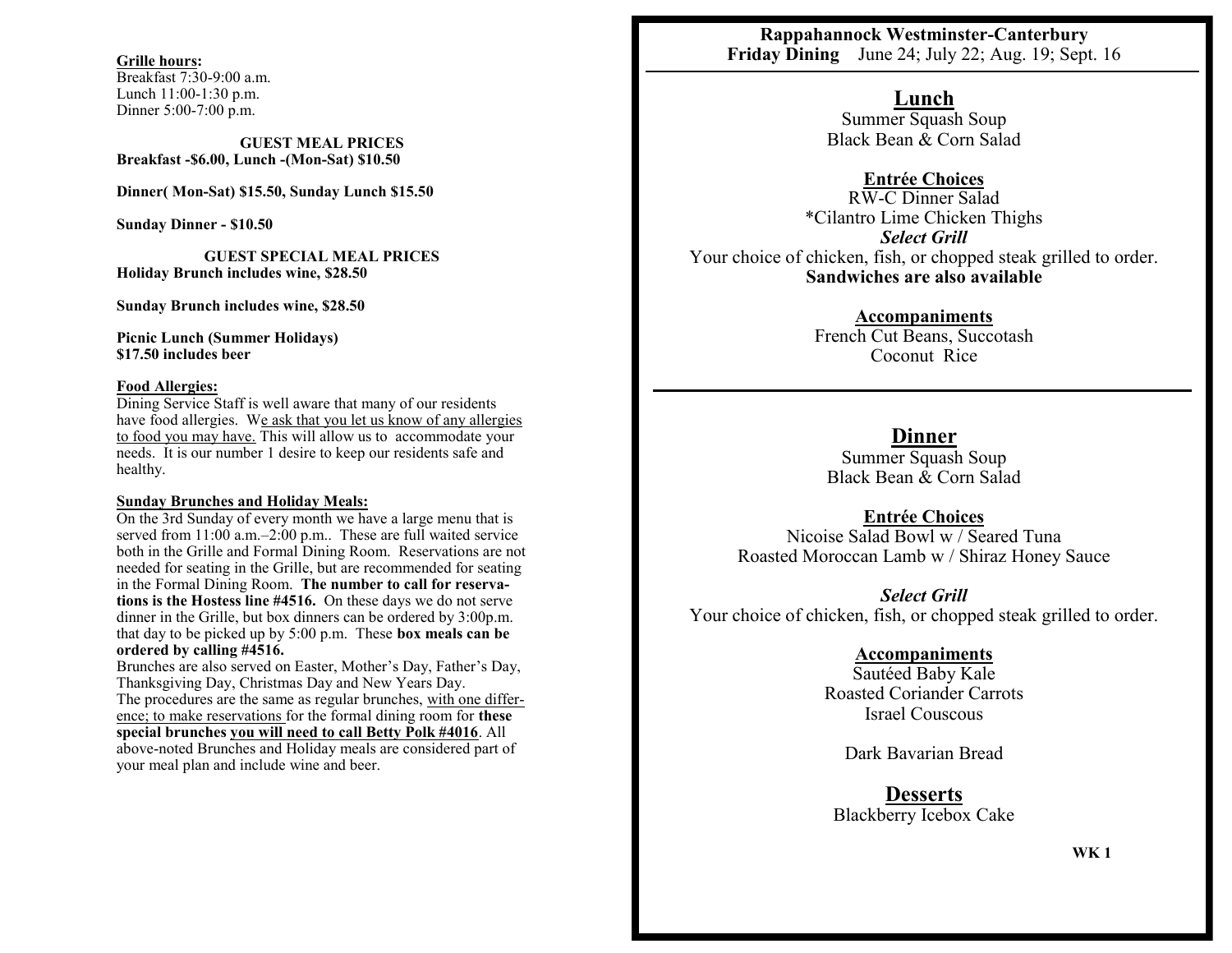**Grille hours:**
Breakfast 7:30-9:00 a.m.
Lunch 11:00-1:30 p.m.
Dinner 5:00-7:00 p.m.

**GUEST MEAL PRICES**
**Breakfast -$6.00, Lunch -(Mon-Sat) $10.50**

**Dinner( Mon-Sat) $15.50, Sunday Lunch $15.50**

**Sunday Dinner - $10.50**

**GUEST SPECIAL MEAL PRICES**
**Holiday Brunch includes wine, $28.50**

**Sunday Brunch includes wine, $28.50**

**Picnic Lunch (Summer Holidays)**
**$17.50 includes beer**

**Food Allergies:**
Dining Service Staff is well aware that many of our residents have food allergies. We ask that you let us know of any allergies to food you may have. This will allow us to accommodate your needs. It is our number 1 desire to keep our residents safe and healthy.

**Sunday Brunches and Holiday Meals:**
On the 3rd Sunday of every month we have a large menu that is served from 11:00 a.m.–2:00 p.m.. These are full waited service both in the Grille and Formal Dining Room. Reservations are not needed for seating in the Grille, but are recommended for seating in the Formal Dining Room. **The number to call for reservations is the Hostess line #4516.** On these days we do not serve dinner in the Grille, but box dinners can be ordered by 3:00p.m. that day to be picked up by 5:00 p.m. These **box meals can be ordered by calling #4516.**
Brunches are also served on Easter, Mother's Day, Father's Day, Thanksgiving Day, Christmas Day and New Years Day.
The procedures are the same as regular brunches, with one difference; to make reservations for the formal dining room for **these special brunches you will need to call Betty Polk #4016**. All above-noted Brunches and Holiday meals are considered part of your meal plan and include wine and beer.

**Rappahannock Westminster-Canterbury**
**Friday Dining** June 24; July 22; Aug. 19; Sept. 16

## Lunch

Summer Squash Soup
Black Bean & Corn Salad

### Entrée Choices

RW-C Dinner Salad
*Cilantro Lime Chicken Thighs
***Select Grill***
Your choice of chicken, fish, or chopped steak grilled to order.
**Sandwiches are also available**

### Accompaniments

French Cut Beans, Succotash
Coconut Rice

## Dinner

Summer Squash Soup
Black Bean & Corn Salad

### Entrée Choices

Nicoise Salad Bowl w / Seared Tuna
Roasted Moroccan Lamb w / Shiraz Honey Sauce

***Select Grill***
Your choice of chicken, fish, or chopped steak grilled to order.

### Accompaniments

Sautéed Baby Kale
Roasted Coriander Carrots
Israel Couscous

Dark Bavarian Bread

## Desserts

Blackberry Icebox Cake

**WK 1**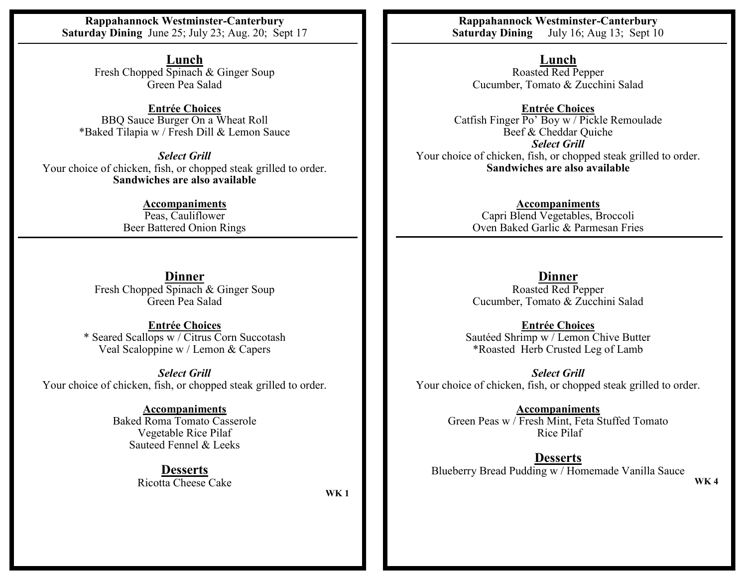**Rappahannock Westminster-Canterbury**
**Saturday Dining** June 25; July 23; Aug. 20; Sept 17

## Lunch

Fresh Chopped Spinach & Ginger Soup
Green Pea Salad

### Entrée Choices

BBQ Sauce Burger On a Wheat Roll
*Baked Tilapia w / Fresh Dill & Lemon Sauce

***Select Grill***
Your choice of chicken, fish, or chopped steak grilled to order.
**Sandwiches are also available**

### Accompaniments

Peas, Cauliflower
Beer Battered Onion Rings

## Dinner

Fresh Chopped Spinach & Ginger Soup
Green Pea Salad

### Entrée Choices

* Seared Scallops w / Citrus Corn Succotash
Veal Scaloppine w / Lemon & Capers

***Select Grill***
Your choice of chicken, fish, or chopped steak grilled to order.

### Accompaniments

Baked Roma Tomato Casserole
Vegetable Rice Pilaf
Sauteed Fennel & Leeks

## Desserts

Ricotta Cheese Cake

**WK 1**

---

**Rappahannock Westminster-Canterbury**
**Saturday Dining** July 16; Aug 13; Sept 10

## Lunch

Roasted Red Pepper
Cucumber, Tomato & Zucchini Salad

### Entrée Choices

Catfish Finger Po' Boy w / Pickle Remoulade
Beef & Cheddar Quiche
***Select Grill***
Your choice of chicken, fish, or chopped steak grilled to order.
**Sandwiches are also available**

### Accompaniments

Capri Blend Vegetables, Broccoli
Oven Baked Garlic & Parmesan Fries

## Dinner

Roasted Red Pepper
Cucumber, Tomato & Zucchini Salad

### Entrée Choices

Sautéed Shrimp w / Lemon Chive Butter
*Roasted Herb Crusted Leg of Lamb

***Select Grill***
Your choice of chicken, fish, or chopped steak grilled to order.

### Accompaniments

Green Peas w / Fresh Mint, Feta Stuffed Tomato
Rice Pilaf

## Desserts

Blueberry Bread Pudding w / Homemade Vanilla Sauce

**WK 4**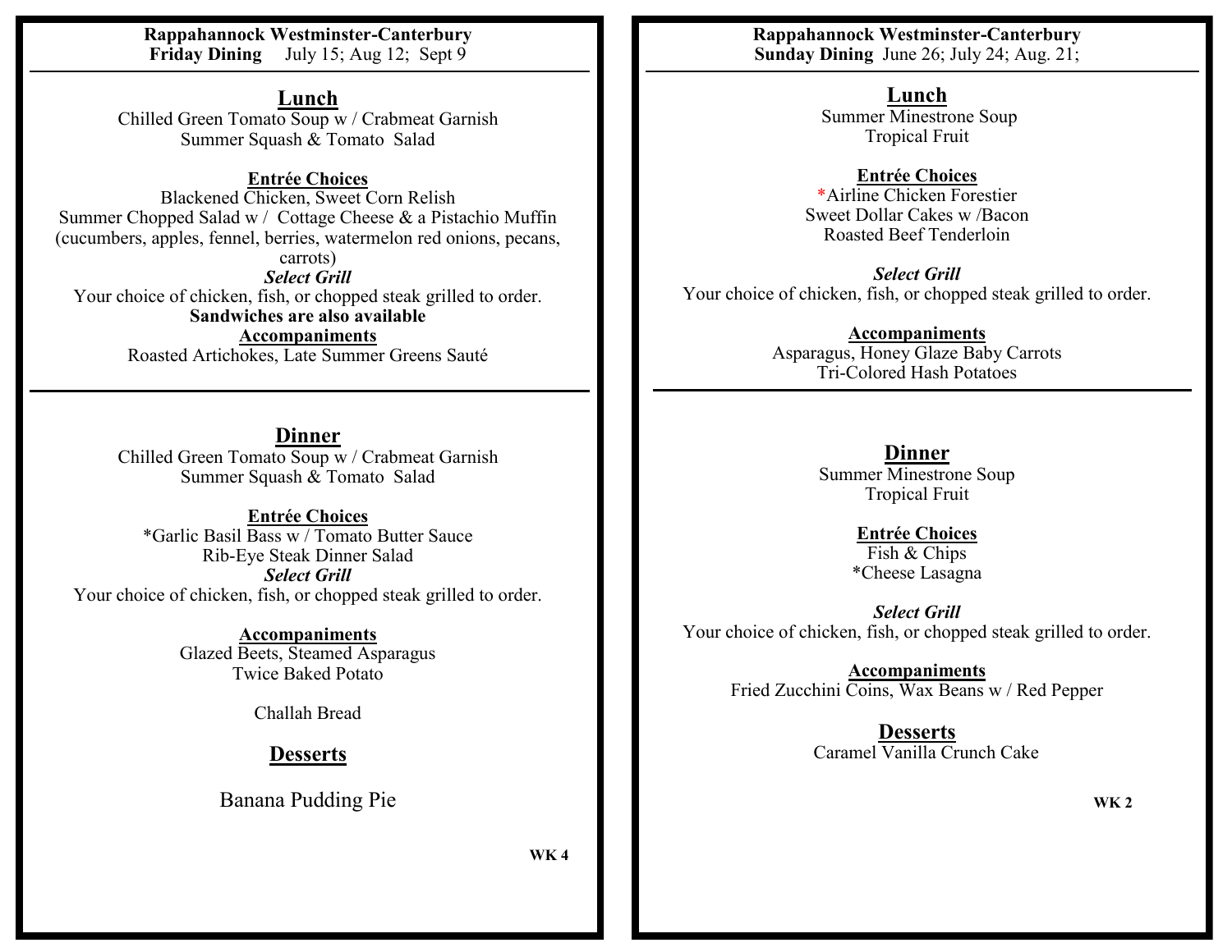**Rappahannock Westminster-Canterbury**
**Friday Dining** July 15; Aug 12; Sept 9

## Lunch

Chilled Green Tomato Soup w / Crabmeat Garnish
Summer Squash & Tomato Salad

### Entrée Choices

Blackened Chicken, Sweet Corn Relish
Summer Chopped Salad w / Cottage Cheese & a Pistachio Muffin
(cucumbers, apples, fennel, berries, watermelon red onions, pecans, carrots)

***Select Grill***
Your choice of chicken, fish, or chopped steak grilled to order.
**Sandwiches are also available**

### Accompaniments

Roasted Artichokes, Late Summer Greens Sauté

## Dinner

Chilled Green Tomato Soup w / Crabmeat Garnish
Summer Squash & Tomato Salad

### Entrée Choices

*Garlic Basil Bass w / Tomato Butter Sauce
Rib-Eye Steak Dinner Salad

***Select Grill***
Your choice of chicken, fish, or chopped steak grilled to order.

### Accompaniments

Glazed Beets, Steamed Asparagus
Twice Baked Potato

Challah Bread

## Desserts

Banana Pudding Pie

**WK 4**

---

**Rappahannock Westminster-Canterbury**
**Sunday Dining** June 26; July 24; Aug. 21;

## Lunch

Summer Minestrone Soup
Tropical Fruit

### Entrée Choices

*Airline Chicken Forestier
Sweet Dollar Cakes w /Bacon
Roasted Beef Tenderloin

***Select Grill***
Your choice of chicken, fish, or chopped steak grilled to order.

### Accompaniments

Asparagus, Honey Glaze Baby Carrots
Tri-Colored Hash Potatoes

## Dinner

Summer Minestrone Soup
Tropical Fruit

### Entrée Choices

Fish & Chips
*Cheese Lasagna

***Select Grill***
Your choice of chicken, fish, or chopped steak grilled to order.

### Accompaniments

Fried Zucchini Coins, Wax Beans w / Red Pepper

## Desserts

Caramel Vanilla Crunch Cake

**WK 2**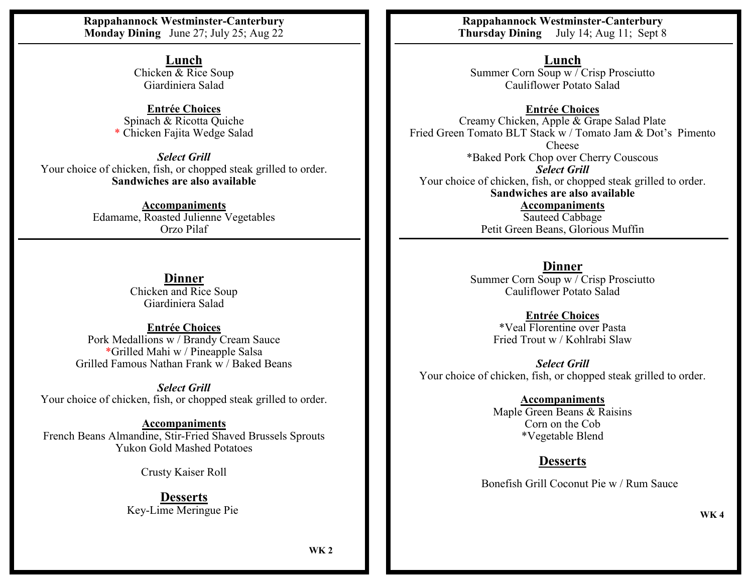**Rappahannock Westminster-Canterbury**
**Monday Dining** June 27; July 25; Aug 22

## Lunch

Chicken & Rice Soup
Giardiniera Salad

**Entrée Choices**

Spinach & Ricotta Quiche
* Chicken Fajita Wedge Salad

***Select Grill***

Your choice of chicken, fish, or chopped steak grilled to order.
**Sandwiches are also available**

**Accompaniments**

Edamame, Roasted Julienne Vegetables
Orzo Pilaf

## Dinner

Chicken and Rice Soup
Giardiniera Salad

**Entrée Choices**

Pork Medallions w / Brandy Cream Sauce
*Grilled Mahi w / Pineapple Salsa
Grilled Famous Nathan Frank w / Baked Beans

***Select Grill***

Your choice of chicken, fish, or chopped steak grilled to order.

**Accompaniments**

French Beans Almandine, Stir-Fried Shaved Brussels Sprouts
Yukon Gold Mashed Potatoes

Crusty Kaiser Roll

## Desserts

Key-Lime Meringue Pie

**WK 2**

---

**Rappahannock Westminster-Canterbury**
**Thursday Dining** July 14; Aug 11; Sept 8

## Lunch

Summer Corn Soup w / Crisp Prosciutto
Cauliflower Potato Salad

**Entrée Choices**

Creamy Chicken, Apple & Grape Salad Plate
Fried Green Tomato BLT Stack w / Tomato Jam & Dot's Pimento Cheese
*Baked Pork Chop over Cherry Couscous

***Select Grill***

Your choice of chicken, fish, or chopped steak grilled to order.
**Sandwiches are also available**

**Accompaniments**

Sauteed Cabbage
Petit Green Beans, Glorious Muffin

## Dinner

Summer Corn Soup w / Crisp Prosciutto
Cauliflower Potato Salad

**Entrée Choices**

*Veal Florentine over Pasta
Fried Trout w / Kohlrabi Slaw

***Select Grill***

Your choice of chicken, fish, or chopped steak grilled to order.

**Accompaniments**

Maple Green Beans & Raisins
Corn on the Cob
*Vegetable Blend

## Desserts

Bonefish Grill Coconut Pie w / Rum Sauce

**WK 4**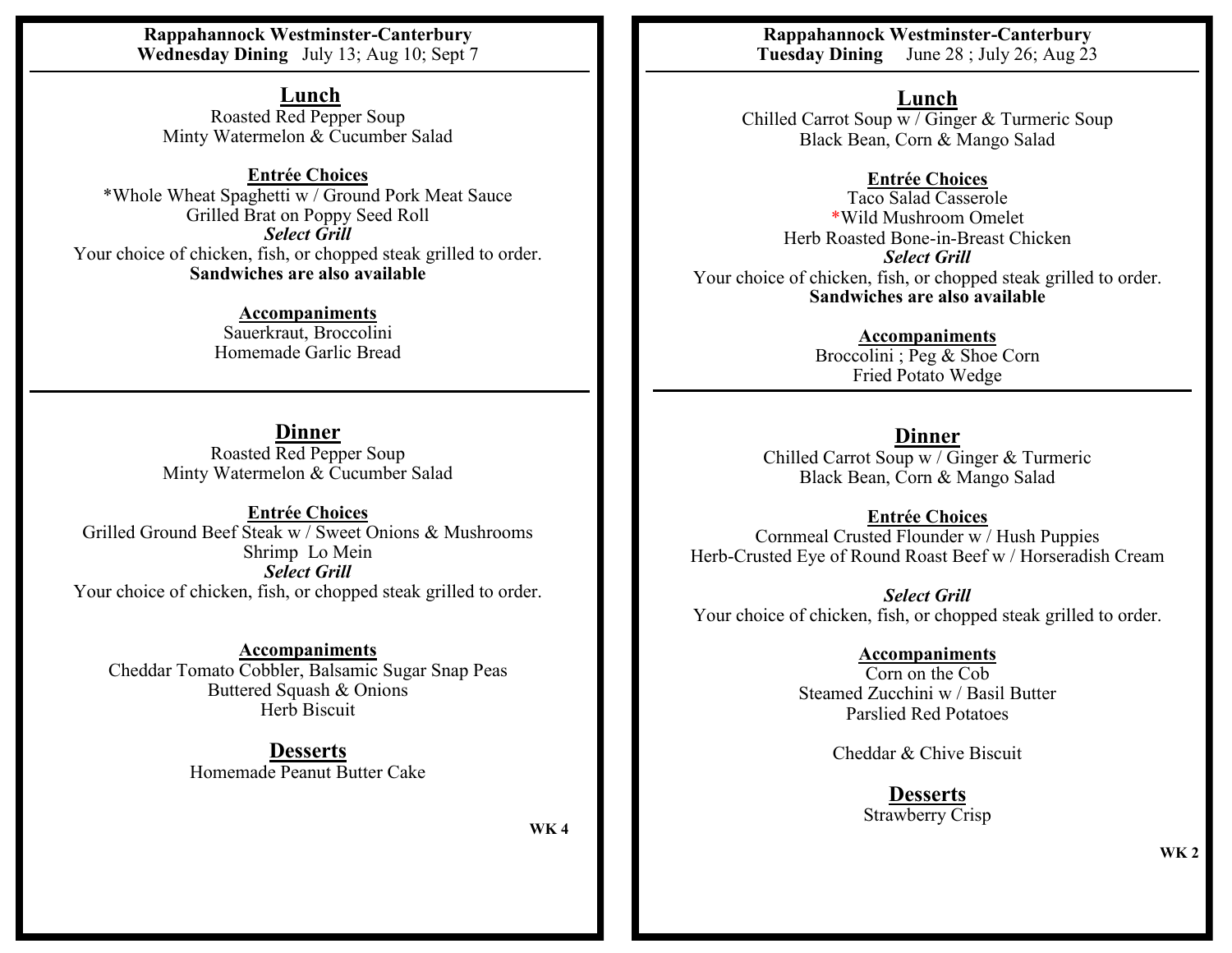**Rappahannock Westminster-Canterbury**
**Wednesday Dining** July 13; Aug 10; Sept 7

## Lunch

Roasted Red Pepper Soup
Minty Watermelon & Cucumber Salad

### Entrée Choices

*Whole Wheat Spaghetti w / Ground Pork Meat Sauce
Grilled Brat on Poppy Seed Roll
***Select Grill***
Your choice of chicken, fish, or chopped steak grilled to order.
**Sandwiches are also available**

### Accompaniments

Sauerkraut, Broccolini
Homemade Garlic Bread

---

## Dinner

Roasted Red Pepper Soup
Minty Watermelon & Cucumber Salad

### Entrée Choices

Grilled Ground Beef Steak w / Sweet Onions & Mushrooms
Shrimp Lo Mein
***Select Grill***
Your choice of chicken, fish, or chopped steak grilled to order.

### Accompaniments

Cheddar Tomato Cobbler, Balsamic Sugar Snap Peas
Buttered Squash & Onions
Herb Biscuit

### Desserts

Homemade Peanut Butter Cake

**WK 4**

---

**Rappahannock Westminster-Canterbury**
**Tuesday Dining** June 28 ; July 26; Aug 23

## Lunch

Chilled Carrot Soup w / Ginger & Turmeric Soup
Black Bean, Corn & Mango Salad

### Entrée Choices

Taco Salad Casserole
*Wild Mushroom Omelet
Herb Roasted Bone-in-Breast Chicken
***Select Grill***
Your choice of chicken, fish, or chopped steak grilled to order.
**Sandwiches are also available**

### Accompaniments

Broccolini ; Peg & Shoe Corn
Fried Potato Wedge

---

## Dinner

Chilled Carrot Soup w / Ginger & Turmeric
Black Bean, Corn & Mango Salad

### Entrée Choices

Cornmeal Crusted Flounder w / Hush Puppies
Herb-Crusted Eye of Round Roast Beef w / Horseradish Cream

***Select Grill***
Your choice of chicken, fish, or chopped steak grilled to order.

### Accompaniments

Corn on the Cob
Steamed Zucchini w / Basil Butter
Parslied Red Potatoes

Cheddar & Chive Biscuit

### Desserts

Strawberry Crisp

**WK 2**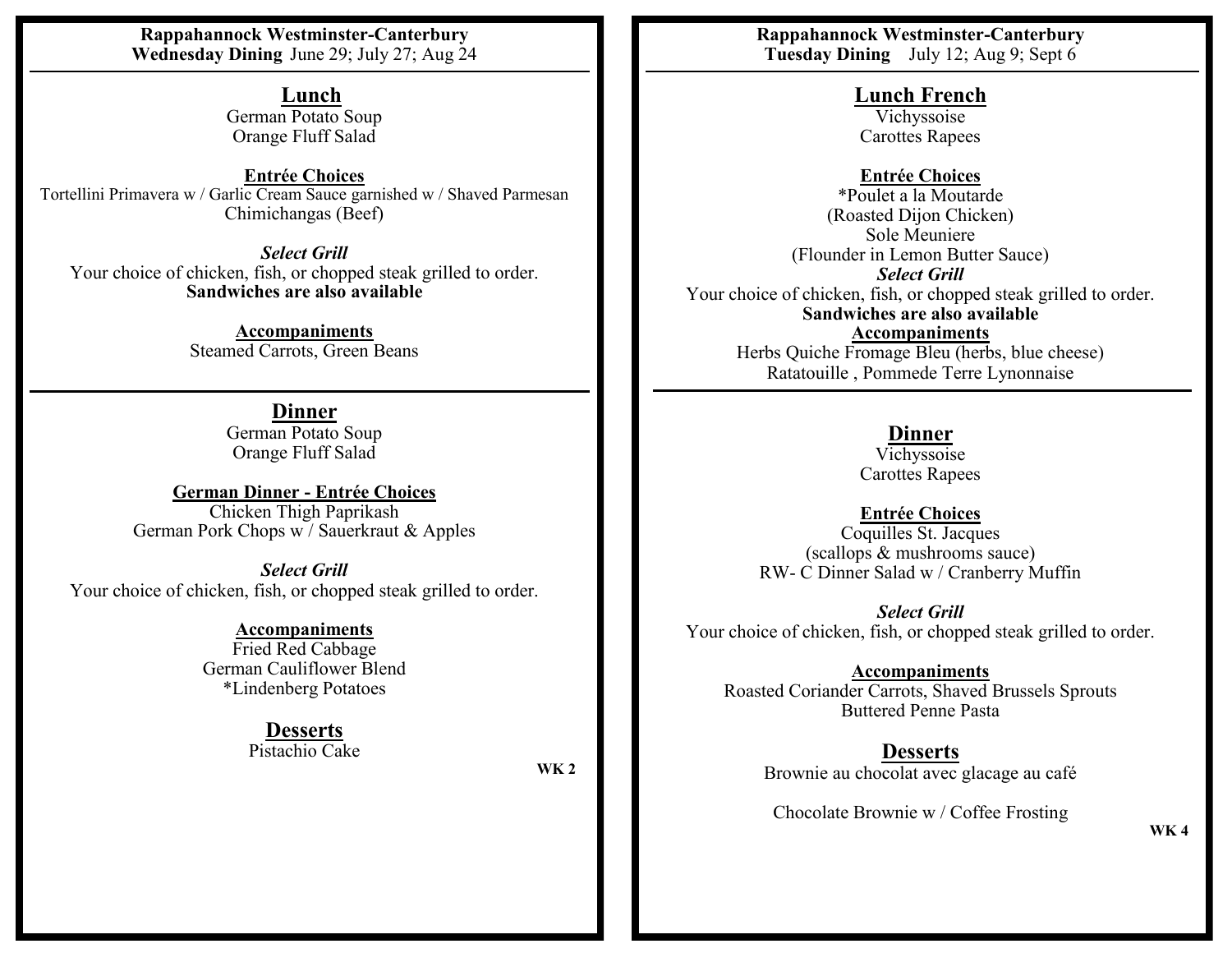**Rappahannock Westminster-Canterbury**
**Wednesday Dining** June 29; July 27; Aug 24

## Lunch

German Potato Soup
Orange Fluff Salad

### Entrée Choices

Tortellini Primavera w / Garlic Cream Sauce garnished w / Shaved Parmesan
Chimichangas (Beef)

***Select Grill***
Your choice of chicken, fish, or chopped steak grilled to order.
**Sandwiches are also available**

### Accompaniments

Steamed Carrots, Green Beans

## Dinner

German Potato Soup
Orange Fluff Salad

### German Dinner - Entrée Choices

Chicken Thigh Paprikash
German Pork Chops w / Sauerkraut & Apples

***Select Grill***
Your choice of chicken, fish, or chopped steak grilled to order.

### Accompaniments

Fried Red Cabbage
German Cauliflower Blend
*Lindenberg Potatoes

### Desserts

Pistachio Cake

**WK 2**

---

**Rappahannock Westminster-Canterbury**
**Tuesday Dining** July 12; Aug 9; Sept 6

## Lunch French

Vichyssoise
Carottes Rapees

### Entrée Choices

*Poulet a la Moutarde
(Roasted Dijon Chicken)
Sole Meuniere
(Flounder in Lemon Butter Sauce)

***Select Grill***
Your choice of chicken, fish, or chopped steak grilled to order.
**Sandwiches are also available**

### Accompaniments

Herbs Quiche Fromage Bleu (herbs, blue cheese)
Ratatouille , Pommede Terre Lynonnaise

## Dinner

Vichyssoise
Carottes Rapees

### Entrée Choices

Coquilles St. Jacques
(scallops & mushrooms sauce)
RW- C Dinner Salad w / Cranberry Muffin

***Select Grill***
Your choice of chicken, fish, or chopped steak grilled to order.

### Accompaniments

Roasted Coriander Carrots, Shaved Brussels Sprouts
Buttered Penne Pasta

### Desserts

Brownie au chocolat avec glacage au café

Chocolate Brownie w / Coffee Frosting

**WK 4**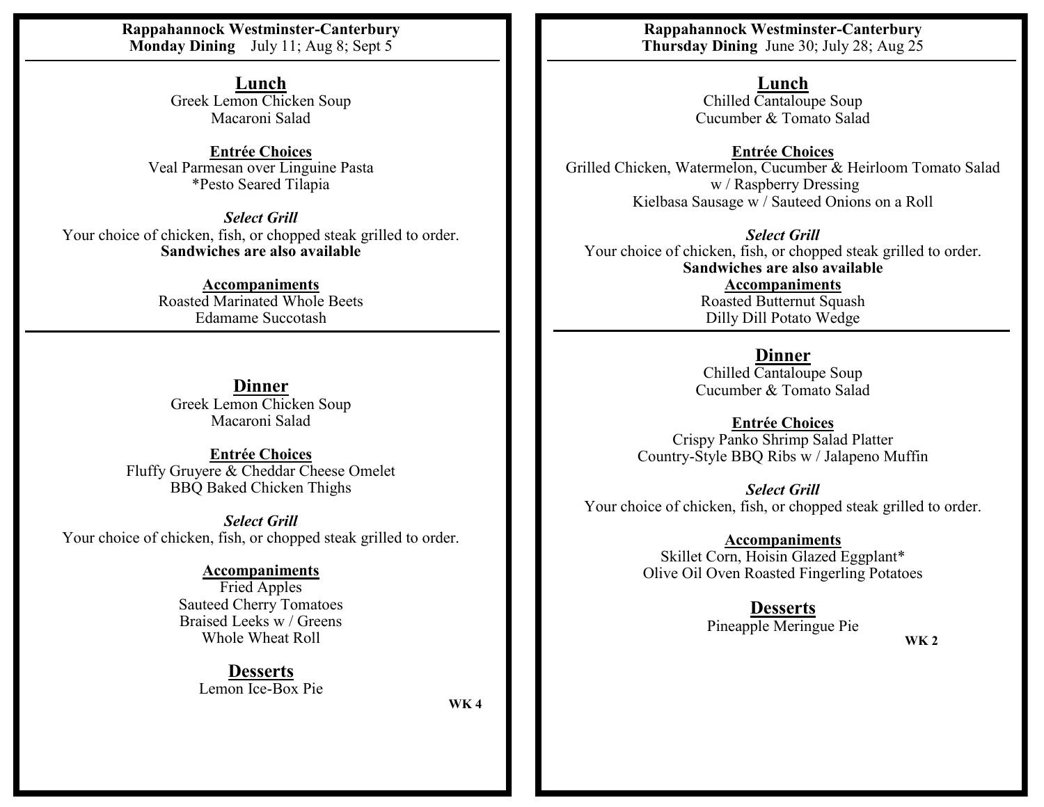**Rappahannock Westminster-Canterbury**
**Monday Dining** July 11; Aug 8; Sept 5

## Lunch

Greek Lemon Chicken Soup
Macaroni Salad

### Entrée Choices

Veal Parmesan over Linguine Pasta
*Pesto Seared Tilapia

### *Select Grill*

Your choice of chicken, fish, or chopped steak grilled to order.
**Sandwiches are also available**

### Accompaniments

Roasted Marinated Whole Beets
Edamame Succotash

## Dinner

Greek Lemon Chicken Soup
Macaroni Salad

### Entrée Choices

Fluffy Gruyere & Cheddar Cheese Omelet
BBQ Baked Chicken Thighs

### *Select Grill*

Your choice of chicken, fish, or chopped steak grilled to order.

### Accompaniments

Fried Apples
Sauteed Cherry Tomatoes
Braised Leeks w / Greens
Whole Wheat Roll

## Desserts

Lemon Ice-Box Pie

**WK 4**

---

**Rappahannock Westminster-Canterbury**
**Thursday Dining** June 30; July 28; Aug 25

## Lunch

Chilled Cantaloupe Soup
Cucumber & Tomato Salad

### Entrée Choices

Grilled Chicken, Watermelon, Cucumber & Heirloom Tomato Salad w / Raspberry Dressing
Kielbasa Sausage w / Sauteed Onions on a Roll

### *Select Grill*

Your choice of chicken, fish, or chopped steak grilled to order.
**Sandwiches are also available**

### Accompaniments

Roasted Butternut Squash
Dilly Dill Potato Wedge

## Dinner

Chilled Cantaloupe Soup
Cucumber & Tomato Salad

### Entrée Choices

Crispy Panko Shrimp Salad Platter
Country-Style BBQ Ribs w / Jalapeno Muffin

### *Select Grill*

Your choice of chicken, fish, or chopped steak grilled to order.

### Accompaniments

Skillet Corn, Hoisin Glazed Eggplant*
Olive Oil Oven Roasted Fingerling Potatoes

## Desserts

Pineapple Meringue Pie

**WK 2**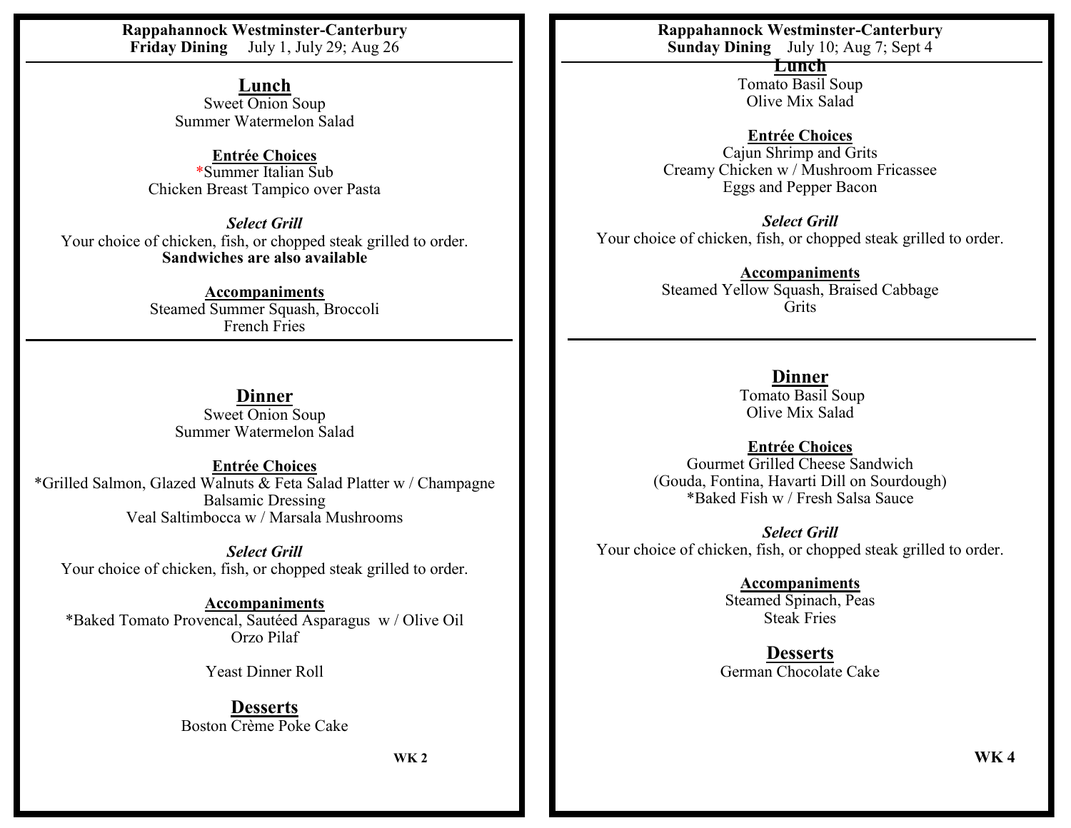**Rappahannock Westminster-Canterbury**
**Friday Dining** July 1, July 29; Aug 26

## Lunch

Sweet Onion Soup
Summer Watermelon Salad

### Entrée Choices

*Summer Italian Sub
Chicken Breast Tampico over Pasta

***Select Grill***

Your choice of chicken, fish, or chopped steak grilled to order.
**Sandwiches are also available**

### Accompaniments

Steamed Summer Squash, Broccoli
French Fries

## Dinner

Sweet Onion Soup
Summer Watermelon Salad

### Entrée Choices

*Grilled Salmon, Glazed Walnuts & Feta Salad Platter w / Champagne Balsamic Dressing
Veal Saltimbocca w / Marsala Mushrooms

***Select Grill***

Your choice of chicken, fish, or chopped steak grilled to order.

### Accompaniments

*Baked Tomato Provencal, Sautéed Asparagus w / Olive Oil
Orzo Pilaf

Yeast Dinner Roll

## Desserts

Boston Crème Poke Cake

**WK 2**

---

**Rappahannock Westminster-Canterbury**
**Sunday Dining** July 10; Aug 7; Sept 4

## Lunch

Tomato Basil Soup
Olive Mix Salad

### Entrée Choices

Cajun Shrimp and Grits
Creamy Chicken w / Mushroom Fricassee
Eggs and Pepper Bacon

***Select Grill***

Your choice of chicken, fish, or chopped steak grilled to order.

### Accompaniments

Steamed Yellow Squash, Braised Cabbage
Grits

## Dinner

Tomato Basil Soup
Olive Mix Salad

### Entrée Choices

Gourmet Grilled Cheese Sandwich
(Gouda, Fontina, Havarti Dill on Sourdough)
*Baked Fish w / Fresh Salsa Sauce

***Select Grill***

Your choice of chicken, fish, or chopped steak grilled to order.

### Accompaniments

Steamed Spinach, Peas
Steak Fries

## Desserts

German Chocolate Cake

**WK 4**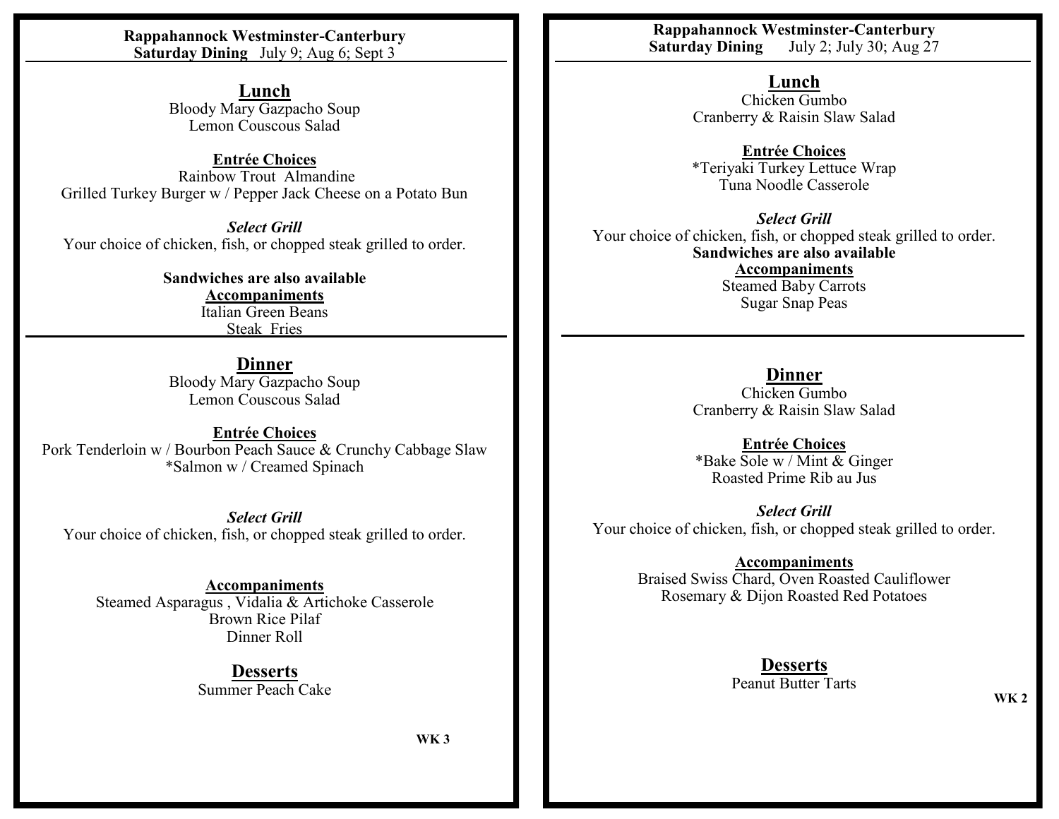**Rappahannock Westminster-Canterbury**
**Saturday Dining** July 9; Aug 6; Sept 3

## Lunch

Bloody Mary Gazpacho Soup
Lemon Couscous Salad

**Entrée Choices**

Rainbow Trout Almandine
Grilled Turkey Burger w / Pepper Jack Cheese on a Potato Bun

***Select Grill***

Your choice of chicken, fish, or chopped steak grilled to order.

**Sandwiches are also available**

**Accompaniments**

Italian Green Beans
Steak Fries

## Dinner

Bloody Mary Gazpacho Soup
Lemon Couscous Salad

**Entrée Choices**

Pork Tenderloin w / Bourbon Peach Sauce & Crunchy Cabbage Slaw
*Salmon w / Creamed Spinach

***Select Grill***

Your choice of chicken, fish, or chopped steak grilled to order.

**Accompaniments**

Steamed Asparagus , Vidalia & Artichoke Casserole
Brown Rice Pilaf
Dinner Roll

## Desserts

Summer Peach Cake

**WK 3**

---

**Rappahannock Westminster-Canterbury**
**Saturday Dining** July 2; July 30; Aug 27

## Lunch

Chicken Gumbo
Cranberry & Raisin Slaw Salad

**Entrée Choices**

*Teriyaki Turkey Lettuce Wrap
Tuna Noodle Casserole

***Select Grill***

Your choice of chicken, fish, or chopped steak grilled to order.

**Sandwiches are also available**

**Accompaniments**

Steamed Baby Carrots
Sugar Snap Peas

## Dinner

Chicken Gumbo
Cranberry & Raisin Slaw Salad

**Entrée Choices**

*Bake Sole w / Mint & Ginger
Roasted Prime Rib au Jus

***Select Grill***

Your choice of chicken, fish, or chopped steak grilled to order.

**Accompaniments**

Braised Swiss Chard, Oven Roasted Cauliflower
Rosemary & Dijon Roasted Red Potatoes

## Desserts

Peanut Butter Tarts

**WK 2**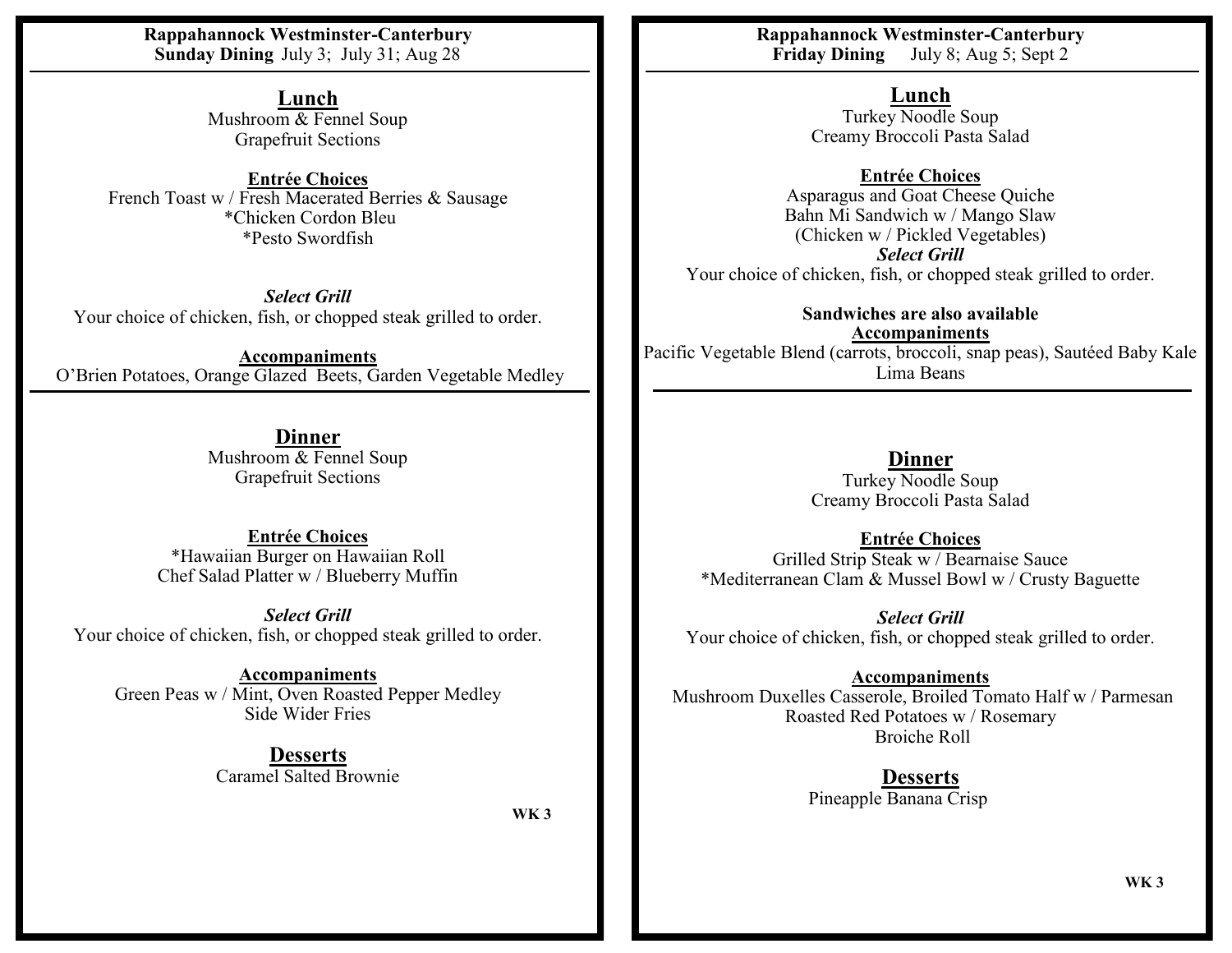**Rappahannock Westminster-Canterbury**
**Sunday Dining** July 3; July 31; Aug 28

## Lunch

Mushroom & Fennel Soup
Grapefruit Sections

### Entrée Choices

French Toast w / Fresh Macerated Berries & Sausage
*Chicken Cordon Bleu
*Pesto Swordfish

***Select Grill***
Your choice of chicken, fish, or chopped steak grilled to order.

### Accompaniments

O'Brien Potatoes, Orange Glazed Beets, Garden Vegetable Medley

## Dinner

Mushroom & Fennel Soup
Grapefruit Sections

### Entrée Choices

*Hawaiian Burger on Hawaiian Roll
Chef Salad Platter w / Blueberry Muffin

***Select Grill***
Your choice of chicken, fish, or chopped steak grilled to order.

### Accompaniments

Green Peas w / Mint, Oven Roasted Pepper Medley
Side Wider Fries

## Desserts

Caramel Salted Brownie

**WK 3**

---

**Rappahannock Westminster-Canterbury**
**Friday Dining** July 8; Aug 5; Sept 2

## Lunch

Turkey Noodle Soup
Creamy Broccoli Pasta Salad

### Entrée Choices

Asparagus and Goat Cheese Quiche
Bahn Mi Sandwich w / Mango Slaw
(Chicken w / Pickled Vegetables)

***Select Grill***
Your choice of chicken, fish, or chopped steak grilled to order.

**Sandwiches are also available**

### Accompaniments

Pacific Vegetable Blend (carrots, broccoli, snap peas), Sautéed Baby Kale
Lima Beans

## Dinner

Turkey Noodle Soup
Creamy Broccoli Pasta Salad

### Entrée Choices

Grilled Strip Steak w / Bearnaise Sauce
*Mediterranean Clam & Mussel Bowl w / Crusty Baguette

***Select Grill***
Your choice of chicken, fish, or chopped steak grilled to order.

### Accompaniments

Mushroom Duxelles Casserole, Broiled Tomato Half w / Parmesan
Roasted Red Potatoes w / Rosemary
Broiche Roll

## Desserts

Pineapple Banana Crisp

**WK 3**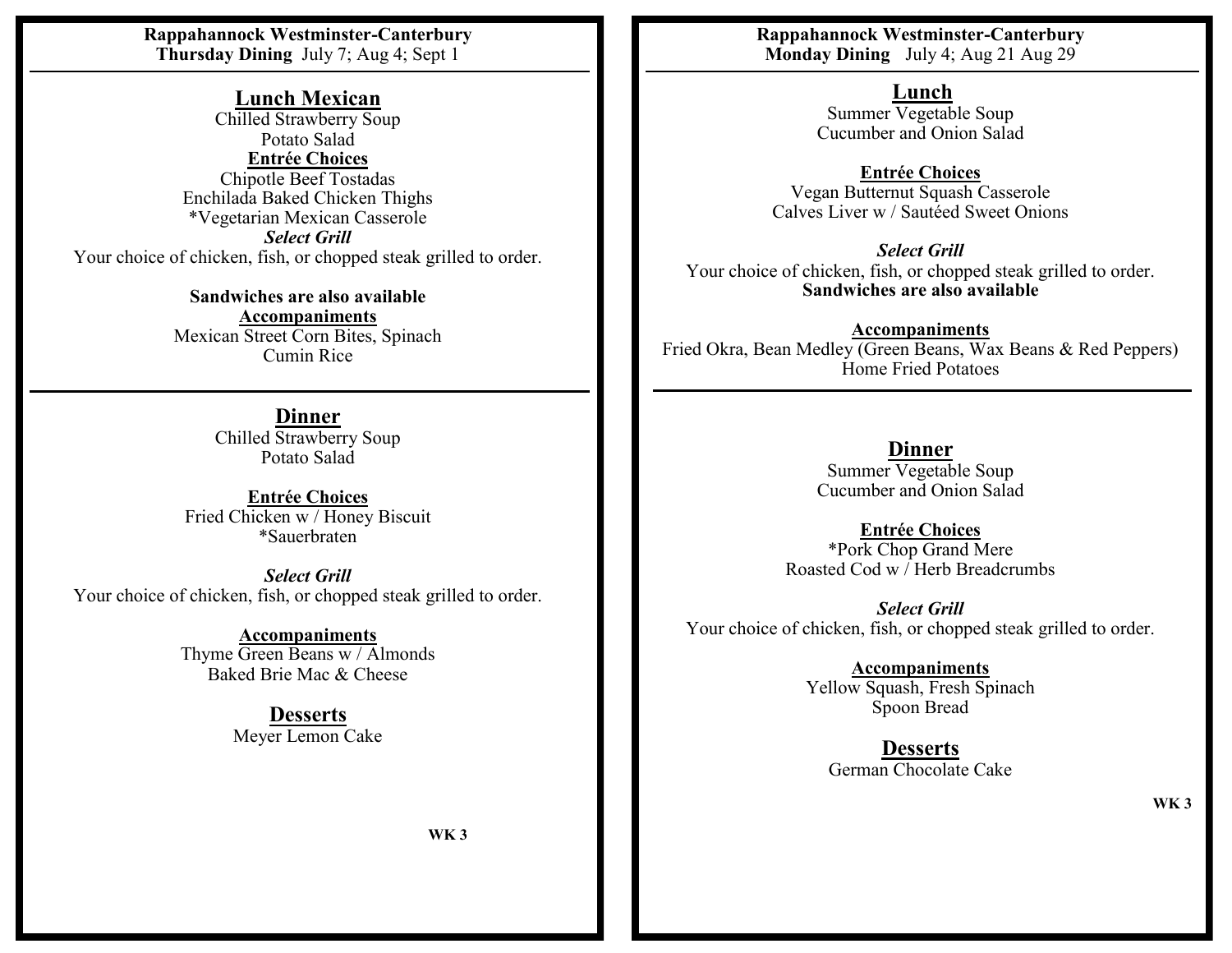**Rappahannock Westminster-Canterbury**
**Thursday Dining** July 7; Aug 4; Sept 1

## Lunch Mexican

Chilled Strawberry Soup
Potato Salad

### Entrée Choices

Chipotle Beef Tostadas
Enchilada Baked Chicken Thighs
*Vegetarian Mexican Casserole

***Select Grill***
Your choice of chicken, fish, or chopped steak grilled to order.

**Sandwiches are also available**

### Accompaniments

Mexican Street Corn Bites, Spinach
Cumin Rice

## Dinner

Chilled Strawberry Soup
Potato Salad

### Entrée Choices

Fried Chicken w / Honey Biscuit
*Sauerbraten

***Select Grill***
Your choice of chicken, fish, or chopped steak grilled to order.

### Accompaniments

Thyme Green Beans w / Almonds
Baked Brie Mac & Cheese

## Desserts

Meyer Lemon Cake

**WK 3**

---

**Rappahannock Westminster-Canterbury**
**Monday Dining** July 4; Aug 21 Aug 29

## Lunch

Summer Vegetable Soup
Cucumber and Onion Salad

### Entrée Choices

Vegan Butternut Squash Casserole
Calves Liver w / Sautéed Sweet Onions

***Select Grill***
Your choice of chicken, fish, or chopped steak grilled to order.
**Sandwiches are also available**

### Accompaniments

Fried Okra, Bean Medley (Green Beans, Wax Beans & Red Peppers)
Home Fried Potatoes

## Dinner

Summer Vegetable Soup
Cucumber and Onion Salad

### Entrée Choices

*Pork Chop Grand Mere
Roasted Cod w / Herb Breadcrumbs

***Select Grill***
Your choice of chicken, fish, or chopped steak grilled to order.

### Accompaniments

Yellow Squash, Fresh Spinach
Spoon Bread

## Desserts

German Chocolate Cake

**WK 3**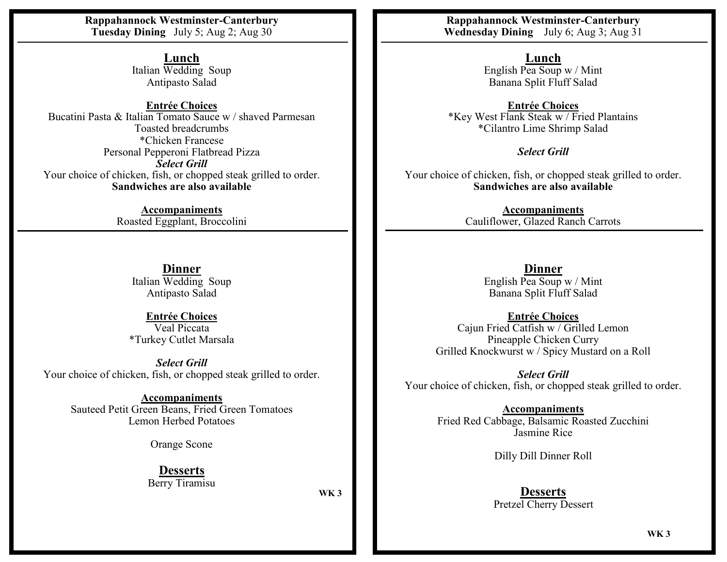**Rappahannock Westminster-Canterbury**
**Tuesday Dining** July 5; Aug 2; Aug 30

## Lunch

Italian Wedding Soup
Antipasto Salad

**Entrée Choices**

Bucatini Pasta & Italian Tomato Sauce w / shaved Parmesan
Toasted breadcrumbs
*Chicken Francese
Personal Pepperoni Flatbread Pizza

***Select Grill***

Your choice of chicken, fish, or chopped steak grilled to order.
**Sandwiches are also available**

**Accompaniments**

Roasted Eggplant, Broccolini

## Dinner

Italian Wedding Soup
Antipasto Salad

**Entrée Choices**

Veal Piccata
*Turkey Cutlet Marsala

***Select Grill***

Your choice of chicken, fish, or chopped steak grilled to order.

**Accompaniments**

Sauteed Petit Green Beans, Fried Green Tomatoes
Lemon Herbed Potatoes

Orange Scone

## Desserts

Berry Tiramisu

**WK 3**

**Rappahannock Westminster-Canterbury**
**Wednesday Dining** July 6; Aug 3; Aug 31

## Lunch

English Pea Soup w / Mint
Banana Split Fluff Salad

**Entrée Choices**

*Key West Flank Steak w / Fried Plantains
*Cilantro Lime Shrimp Salad

***Select Grill***

Your choice of chicken, fish, or chopped steak grilled to order.
**Sandwiches are also available**

**Accompaniments**

Cauliflower, Glazed Ranch Carrots

## Dinner

English Pea Soup w / Mint
Banana Split Fluff Salad

**Entrée Choices**

Cajun Fried Catfish w / Grilled Lemon
Pineapple Chicken Curry
Grilled Knockwurst w / Spicy Mustard on a Roll

***Select Grill***

Your choice of chicken, fish, or chopped steak grilled to order.

**Accompaniments**

Fried Red Cabbage, Balsamic Roasted Zucchini
Jasmine Rice

Dilly Dill Dinner Roll

## Desserts

Pretzel Cherry Dessert

**WK 3**